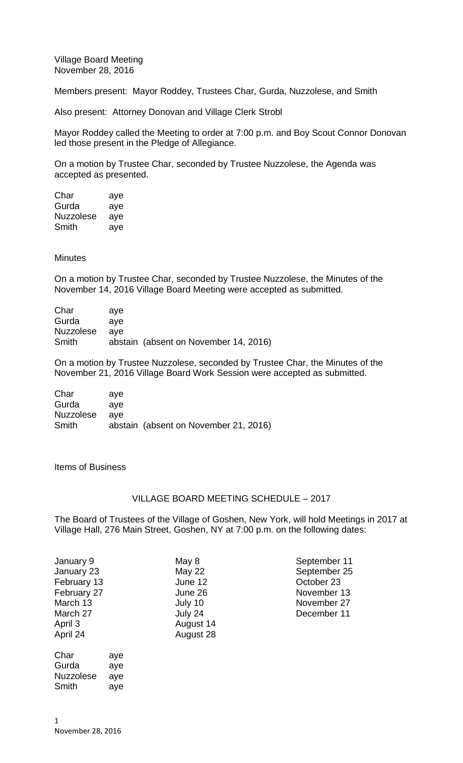Village Board Meeting
November 28, 2016

Members present: Mayor Roddey, Trustees Char, Gurda, Nuzzolese, and Smith

Also present: Attorney Donovan and Village Clerk Strobl

Mayor Roddey called the Meeting to order at 7:00 p.m. and Boy Scout Connor Donovan led those present in the Pledge of Allegiance.

On a motion by Trustee Char, seconded by Trustee Nuzzolese, the Agenda was accepted as presented.

| | |
|---|---|
| Char | aye |
| Gurda | aye |
| Nuzzolese | aye |
| Smith | aye |

Minutes

On a motion by Trustee Char, seconded by Trustee Nuzzolese, the Minutes of the November 14, 2016 Village Board Meeting were accepted as submitted.

| | |
|---|---|
| Char | aye |
| Gurda | aye |
| Nuzzolese | aye |
| Smith | abstain (absent on November 14, 2016) |

On a motion by Trustee Nuzzolese, seconded by Trustee Char, the Minutes of the November 21, 2016 Village Board Work Session were accepted as submitted.

| | |
|---|---|
| Char | aye |
| Gurda | aye |
| Nuzzolese | aye |
| Smith | abstain (absent on November 21, 2016) |

Items of Business

## VILLAGE BOARD MEETING SCHEDULE – 2017

The Board of Trustees of the Village of Goshen, New York, will hold Meetings in 2017 at Village Hall, 276 Main Street, Goshen, NY at 7:00 p.m. on the following dates:

| | | |
|---|---|---|
| January 9 | May 8 | September 11 |
| January 23 | May 22 | September 25 |
| February 13 | June 12 | October 23 |
| February 27 | June 26 | November 13 |
| March 13 | July 10 | November 27 |
| March 27 | July 24 | December 11 |
| April 3 | August 14 | |
| April 24 | August 28 | |

| | |
|---|---|
| Char | aye |
| Gurda | aye |
| Nuzzolese | aye |
| Smith | aye |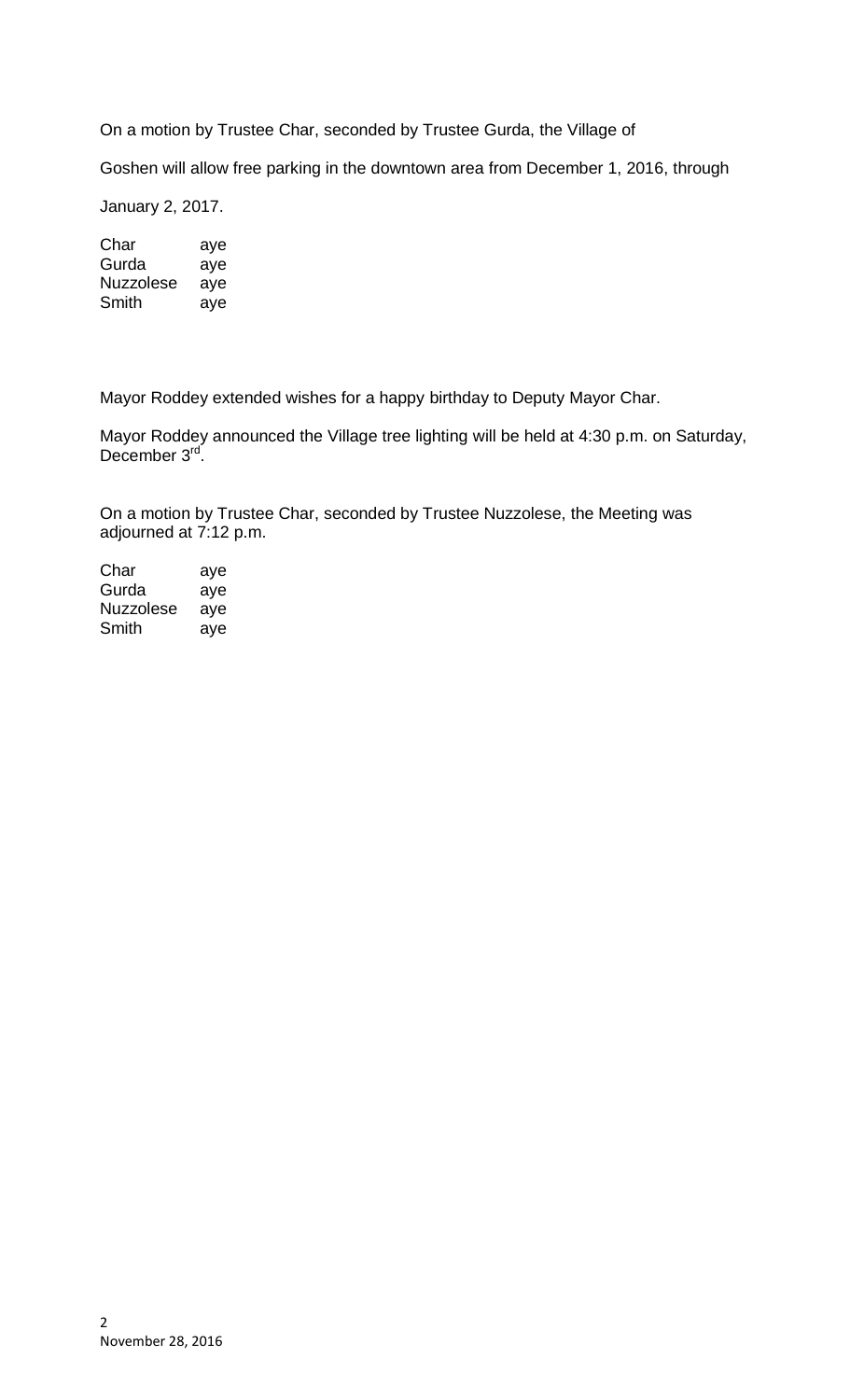On a motion by Trustee Char, seconded by Trustee Gurda, the Village of Goshen will allow free parking in the downtown area from December 1, 2016, through January 2, 2017.

| | |
|---|---|
| Char | aye |
| Gurda | aye |
| Nuzzolese | aye |
| Smith | aye |

Mayor Roddey extended wishes for a happy birthday to Deputy Mayor Char.

Mayor Roddey announced the Village tree lighting will be held at 4:30 p.m. on Saturday, December 3rd.

On a motion by Trustee Char, seconded by Trustee Nuzzolese, the Meeting was adjourned at 7:12 p.m.

| | |
|---|---|
| Char | aye |
| Gurda | aye |
| Nuzzolese | aye |
| Smith | aye |